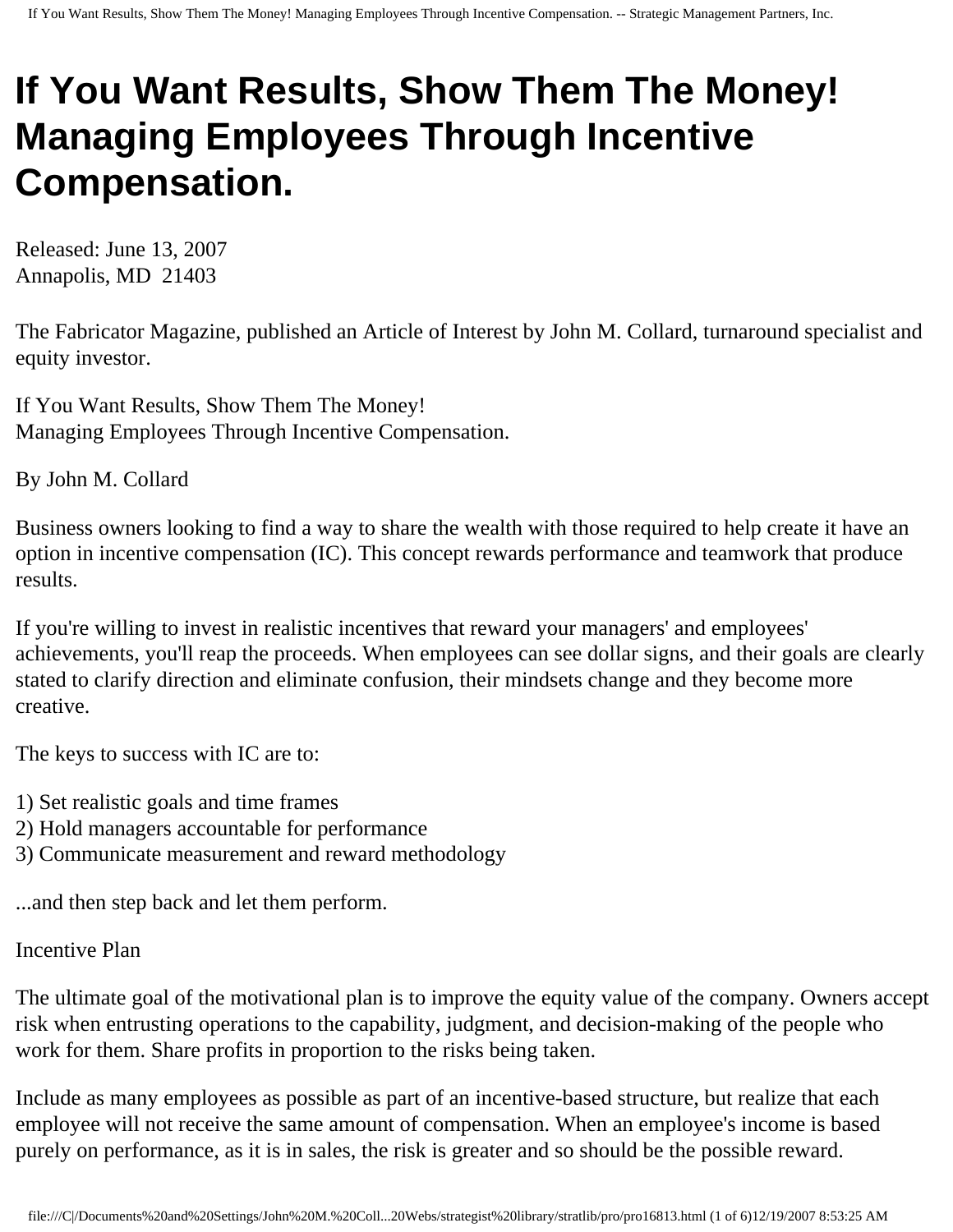# If You Want Results, Show Them The Money! Managing Employees Through Incentive Compensation.

Released: June 13, 2007
Annapolis, MD 21403

The Fabricator Magazine, published an Article of Interest by John M. Collard, turnaround specialist and equity investor.

If You Want Results, Show Them The Money!
Managing Employees Through Incentive Compensation.

By John M. Collard

Business owners looking to find a way to share the wealth with those required to help create it have an option in incentive compensation (IC). This concept rewards performance and teamwork that produce results.

If you're willing to invest in realistic incentives that reward your managers' and employees' achievements, you'll reap the proceeds. When employees can see dollar signs, and their goals are clearly stated to clarify direction and eliminate confusion, their mindsets change and they become more creative.

The keys to success with IC are to:

1) Set realistic goals and time frames
2) Hold managers accountable for performance
3) Communicate measurement and reward methodology

...and then step back and let them perform.

Incentive Plan

The ultimate goal of the motivational plan is to improve the equity value of the company. Owners accept risk when entrusting operations to the capability, judgment, and decision-making of the people who work for them. Share profits in proportion to the risks being taken.

Include as many employees as possible as part of an incentive-based structure, but realize that each employee will not receive the same amount of compensation. When an employee's income is based purely on performance, as it is in sales, the risk is greater and so should be the possible reward.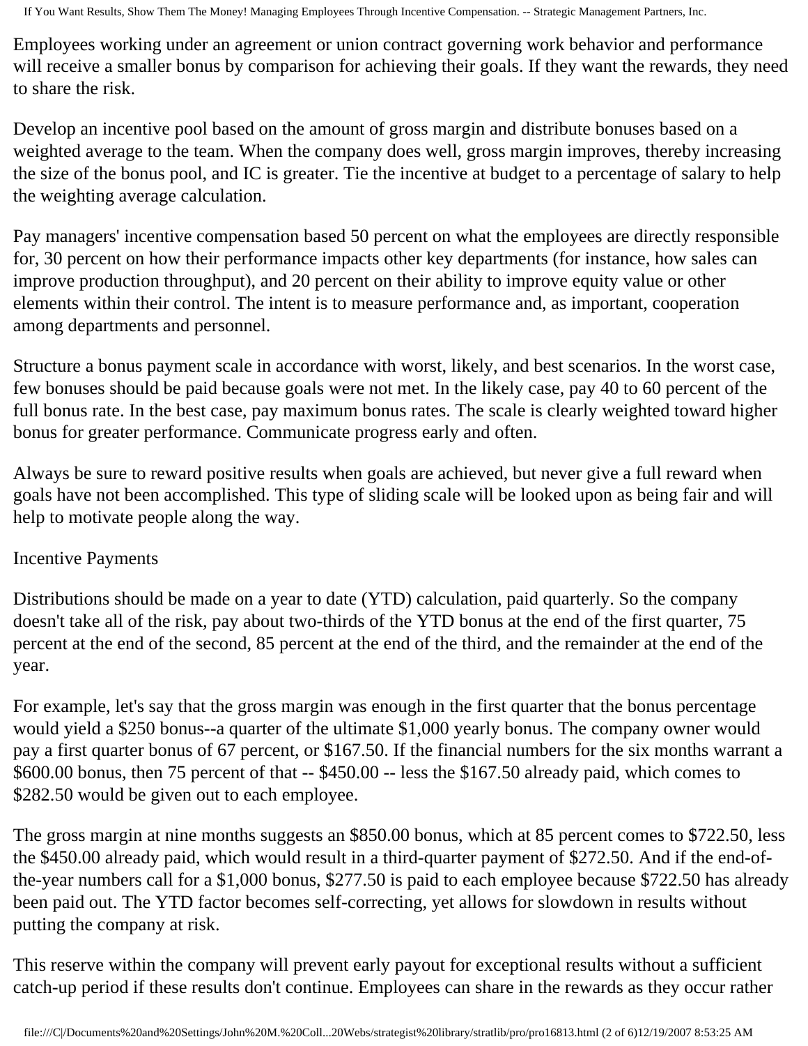Employees working under an agreement or union contract governing work behavior and performance will receive a smaller bonus by comparison for achieving their goals. If they want the rewards, they need to share the risk.

Develop an incentive pool based on the amount of gross margin and distribute bonuses based on a weighted average to the team. When the company does well, gross margin improves, thereby increasing the size of the bonus pool, and IC is greater. Tie the incentive at budget to a percentage of salary to help the weighting average calculation.

Pay managers' incentive compensation based 50 percent on what the employees are directly responsible for, 30 percent on how their performance impacts other key departments (for instance, how sales can improve production throughput), and 20 percent on their ability to improve equity value or other elements within their control. The intent is to measure performance and, as important, cooperation among departments and personnel.

Structure a bonus payment scale in accordance with worst, likely, and best scenarios. In the worst case, few bonuses should be paid because goals were not met. In the likely case, pay 40 to 60 percent of the full bonus rate. In the best case, pay maximum bonus rates. The scale is clearly weighted toward higher bonus for greater performance. Communicate progress early and often.

Always be sure to reward positive results when goals are achieved, but never give a full reward when goals have not been accomplished. This type of sliding scale will be looked upon as being fair and will help to motivate people along the way.

## Incentive Payments

Distributions should be made on a year to date (YTD) calculation, paid quarterly. So the company doesn't take all of the risk, pay about two-thirds of the YTD bonus at the end of the first quarter, 75 percent at the end of the second, 85 percent at the end of the third, and the remainder at the end of the year.

For example, let's say that the gross margin was enough in the first quarter that the bonus percentage would yield a $250 bonus--a quarter of the ultimate $1,000 yearly bonus. The company owner would pay a first quarter bonus of 67 percent, or $167.50. If the financial numbers for the six months warrant a $600.00 bonus, then 75 percent of that -- $450.00 -- less the $167.50 already paid, which comes to $282.50 would be given out to each employee.

The gross margin at nine months suggests an $850.00 bonus, which at 85 percent comes to $722.50, less the $450.00 already paid, which would result in a third-quarter payment of $272.50. And if the end-of-the-year numbers call for a $1,000 bonus, $277.50 is paid to each employee because $722.50 has already been paid out. The YTD factor becomes self-correcting, yet allows for slowdown in results without putting the company at risk.

This reserve within the company will prevent early payout for exceptional results without a sufficient catch-up period if these results don't continue. Employees can share in the rewards as they occur rather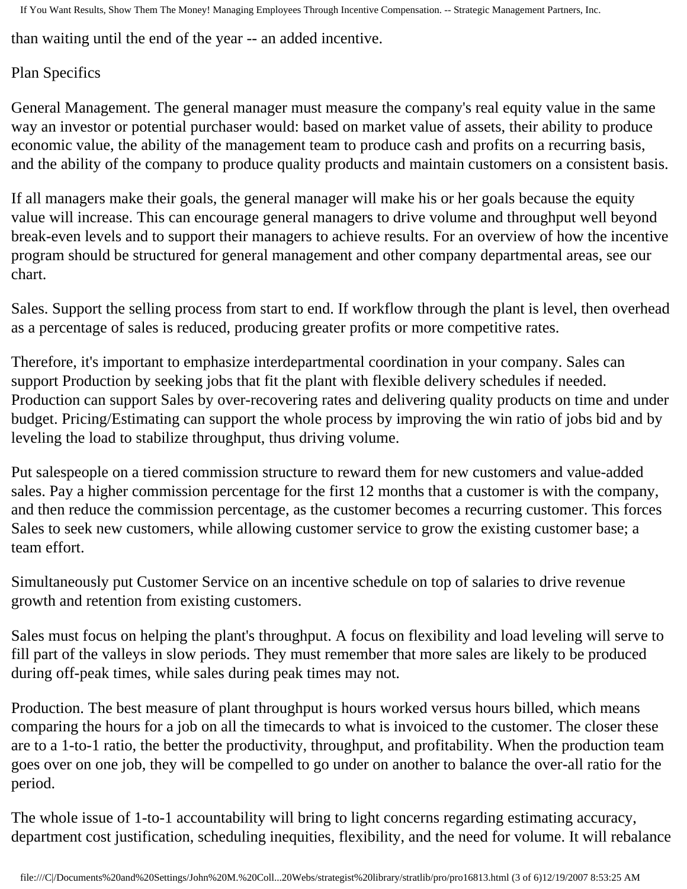than waiting until the end of the year -- an added incentive.

Plan Specifics

General Management. The general manager must measure the company's real equity value in the same way an investor or potential purchaser would: based on market value of assets, their ability to produce economic value, the ability of the management team to produce cash and profits on a recurring basis, and the ability of the company to produce quality products and maintain customers on a consistent basis.

If all managers make their goals, the general manager will make his or her goals because the equity value will increase. This can encourage general managers to drive volume and throughput well beyond break-even levels and to support their managers to achieve results. For an overview of how the incentive program should be structured for general management and other company departmental areas, see our chart.

Sales. Support the selling process from start to end. If workflow through the plant is level, then overhead as a percentage of sales is reduced, producing greater profits or more competitive rates.

Therefore, it's important to emphasize interdepartmental coordination in your company. Sales can support Production by seeking jobs that fit the plant with flexible delivery schedules if needed. Production can support Sales by over-recovering rates and delivering quality products on time and under budget. Pricing/Estimating can support the whole process by improving the win ratio of jobs bid and by leveling the load to stabilize throughput, thus driving volume.

Put salespeople on a tiered commission structure to reward them for new customers and value-added sales. Pay a higher commission percentage for the first 12 months that a customer is with the company, and then reduce the commission percentage, as the customer becomes a recurring customer. This forces Sales to seek new customers, while allowing customer service to grow the existing customer base; a team effort.

Simultaneously put Customer Service on an incentive schedule on top of salaries to drive revenue growth and retention from existing customers.

Sales must focus on helping the plant's throughput. A focus on flexibility and load leveling will serve to fill part of the valleys in slow periods. They must remember that more sales are likely to be produced during off-peak times, while sales during peak times may not.

Production. The best measure of plant throughput is hours worked versus hours billed, which means comparing the hours for a job on all the timecards to what is invoiced to the customer. The closer these are to a 1-to-1 ratio, the better the productivity, throughput, and profitability. When the production team goes over on one job, they will be compelled to go under on another to balance the over-all ratio for the period.

The whole issue of 1-to-1 accountability will bring to light concerns regarding estimating accuracy, department cost justification, scheduling inequities, flexibility, and the need for volume. It will rebalance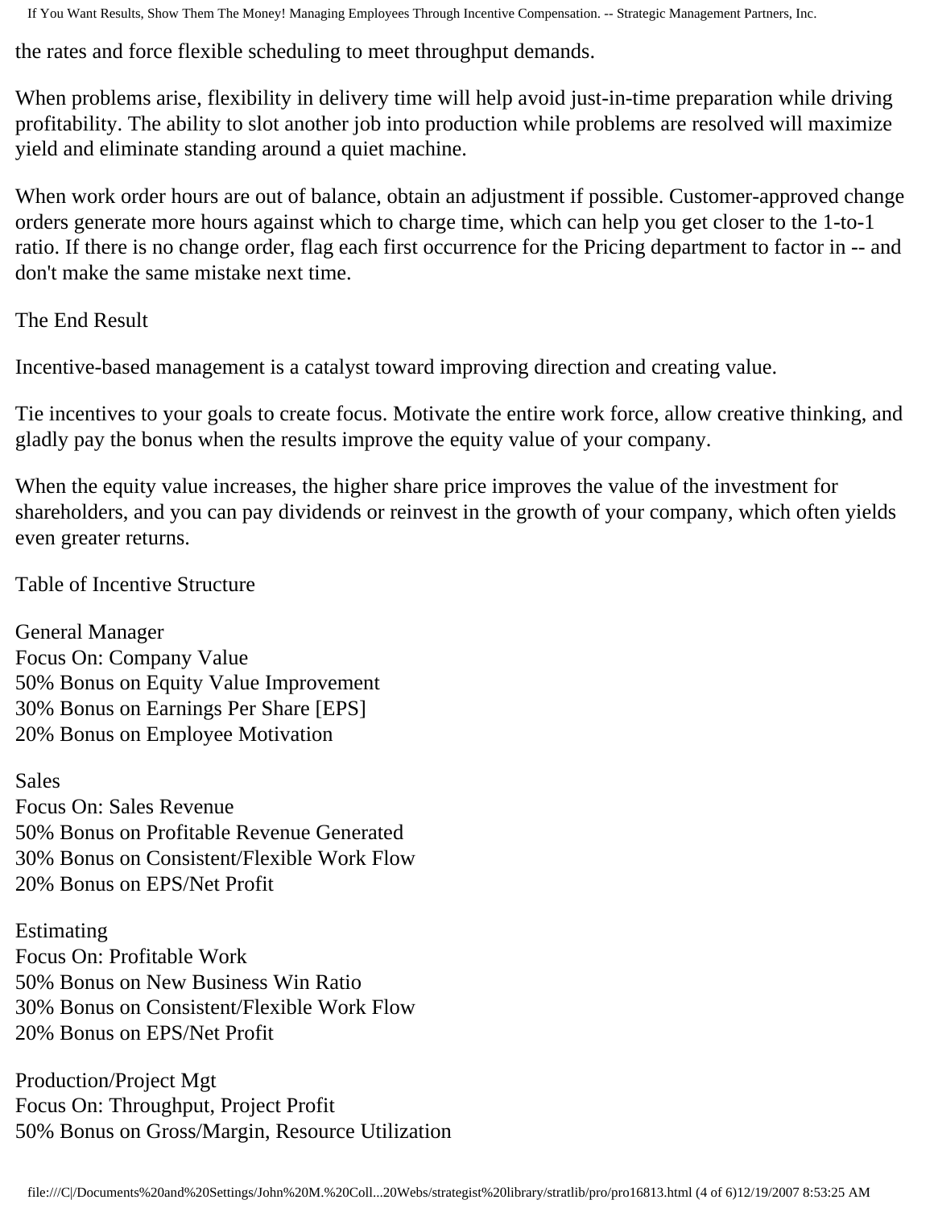the rates and force flexible scheduling to meet throughput demands.

When problems arise, flexibility in delivery time will help avoid just-in-time preparation while driving profitability. The ability to slot another job into production while problems are resolved will maximize yield and eliminate standing around a quiet machine.

When work order hours are out of balance, obtain an adjustment if possible. Customer-approved change orders generate more hours against which to charge time, which can help you get closer to the 1-to-1 ratio. If there is no change order, flag each first occurrence for the Pricing department to factor in -- and don't make the same mistake next time.

## The End Result

Incentive-based management is a catalyst toward improving direction and creating value.

Tie incentives to your goals to create focus. Motivate the entire work force, allow creative thinking, and gladly pay the bonus when the results improve the equity value of your company.

When the equity value increases, the higher share price improves the value of the investment for shareholders, and you can pay dividends or reinvest in the growth of your company, which often yields even greater returns.

## Table of Incentive Structure

General Manager
Focus On: Company Value
50% Bonus on Equity Value Improvement
30% Bonus on Earnings Per Share [EPS]
20% Bonus on Employee Motivation

Sales
Focus On: Sales Revenue
50% Bonus on Profitable Revenue Generated
30% Bonus on Consistent/Flexible Work Flow
20% Bonus on EPS/Net Profit

Estimating
Focus On: Profitable Work
50% Bonus on New Business Win Ratio
30% Bonus on Consistent/Flexible Work Flow
20% Bonus on EPS/Net Profit

Production/Project Mgt
Focus On: Throughput, Project Profit
50% Bonus on Gross/Margin, Resource Utilization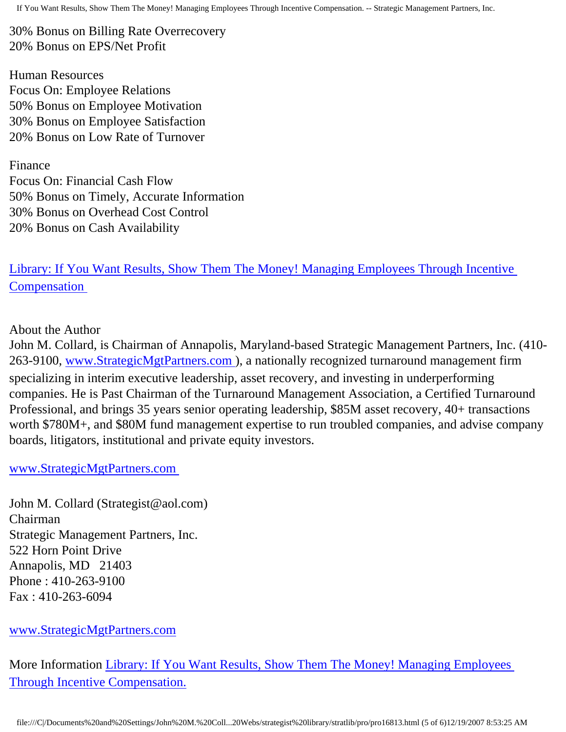30% Bonus on Billing Rate Overrecovery
20% Bonus on EPS/Net Profit

Human Resources
Focus On: Employee Relations
50% Bonus on Employee Motivation
30% Bonus on Employee Satisfaction
20% Bonus on Low Rate of Turnover

Finance
Focus On: Financial Cash Flow
50% Bonus on Timely, Accurate Information
30% Bonus on Overhead Cost Control
20% Bonus on Cash Availability

Library: If You Want Results, Show Them The Money! Managing Employees Through Incentive Compensation

About the Author
John M. Collard, is Chairman of Annapolis, Maryland-based Strategic Management Partners, Inc. (410-263-9100, www.StrategicMgtPartners.com ), a nationally recognized turnaround management firm specializing in interim executive leadership, asset recovery, and investing in underperforming companies. He is Past Chairman of the Turnaround Management Association, a Certified Turnaround Professional, and brings 35 years senior operating leadership, $85M asset recovery, 40+ transactions worth $780M+, and $80M fund management expertise to run troubled companies, and advise company boards, litigators, institutional and private equity investors.

www.StrategicMgtPartners.com

John M. Collard (Strategist@aol.com)
Chairman
Strategic Management Partners, Inc.
522 Horn Point Drive
Annapolis, MD 21403
Phone : 410-263-9100
Fax : 410-263-6094

www.StrategicMgtPartners.com

More Information Library: If You Want Results, Show Them The Money! Managing Employees Through Incentive Compensation.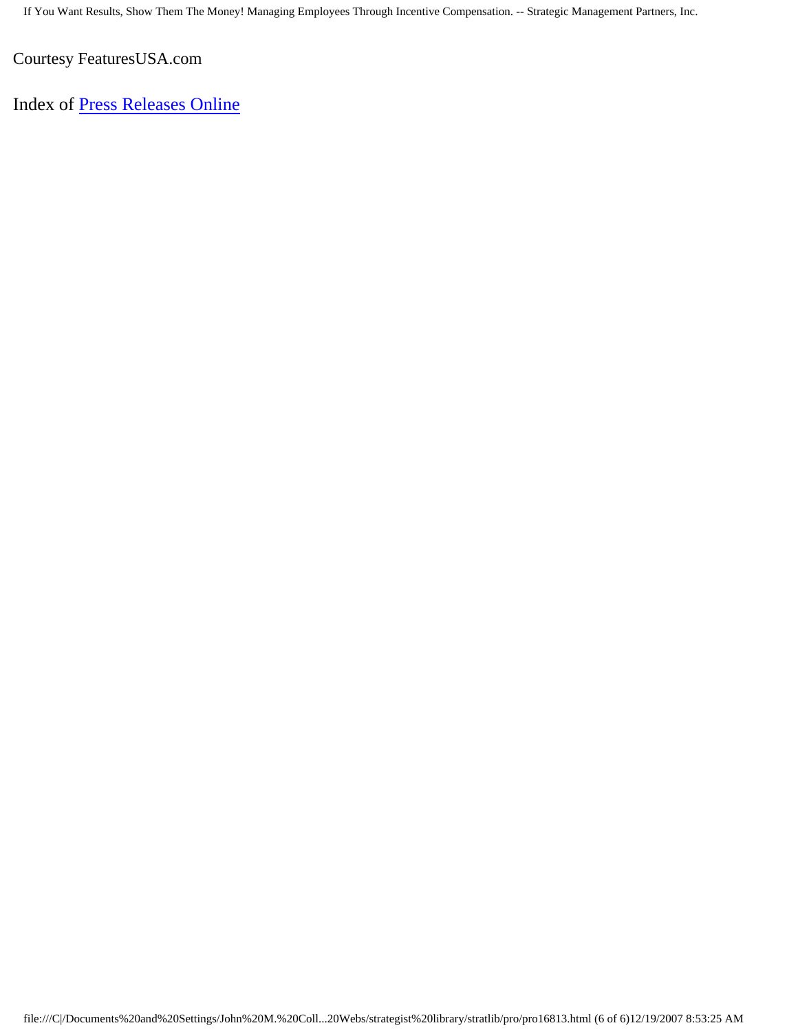Courtesy FeaturesUSA.com

Index of [Press Releases Online]